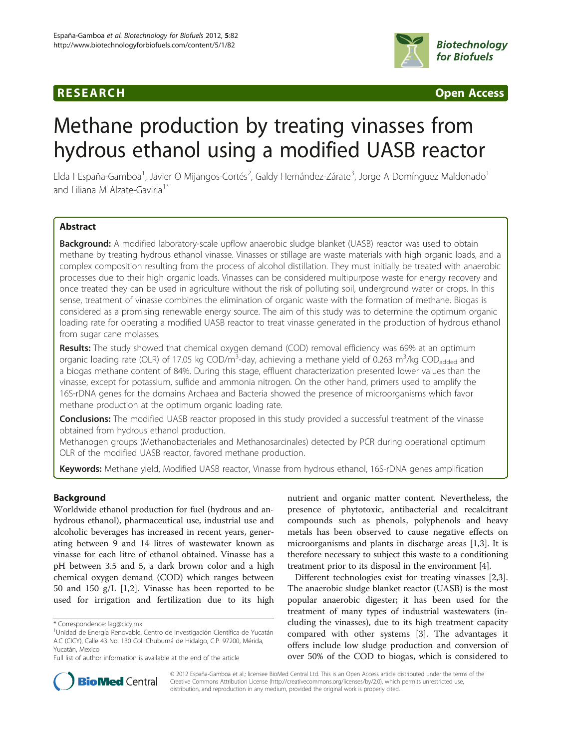**RESEARCH** **Open Access**

# Methane production by treating vinasses from hydrous ethanol using a modified UASB reactor

Elda I España-Gamboa[1], Javier O Mijangos-Cortés[2], Galdy Hernández-Zárate[3], Jorge A Domínguez Maldonado[1] and Liliana M Alzate-Gaviria[1*]

## Abstract

**Background:** A modified laboratory-scale upflow anaerobic sludge blanket (UASB) reactor was used to obtain methane by treating hydrous ethanol vinasse. Vinasses or stillage are waste materials with high organic loads, and a complex composition resulting from the process of alcohol distillation. They must initially be treated with anaerobic processes due to their high organic loads. Vinasses can be considered multipurpose waste for energy recovery and once treated they can be used in agriculture without the risk of polluting soil, underground water or crops. In this sense, treatment of vinasse combines the elimination of organic waste with the formation of methane. Biogas is considered as a promising renewable energy source. The aim of this study was to determine the optimum organic loading rate for operating a modified UASB reactor to treat vinasse generated in the production of hydrous ethanol from sugar cane molasses.

**Results:** The study showed that chemical oxygen demand (COD) removal efficiency was 69% at an optimum organic loading rate (OLR) of 17.05 kg COD/m$^3$-day, achieving a methane yield of 0.263 m$^3$/kg COD$_{added}$ and a biogas methane content of 84%. During this stage, effluent characterization presented lower values than the vinasse, except for potassium, sulfide and ammonia nitrogen. On the other hand, primers used to amplify the 16S-rDNA genes for the domains Archaea and Bacteria showed the presence of microorganisms which favor methane production at the optimum organic loading rate.

**Conclusions:** The modified UASB reactor proposed in this study provided a successful treatment of the vinasse obtained from hydrous ethanol production.

Methanogen groups (Methanobacteriales and Methanosarcinales) detected by PCR during operational optimum OLR of the modified UASB reactor, favored methane production.

**Keywords:** Methane yield, Modified UASB reactor, Vinasse from hydrous ethanol, 16S-rDNA genes amplification

## Background

Worldwide ethanol production for fuel (hydrous and anhydrous ethanol), pharmaceutical use, industrial use and alcoholic beverages has increased in recent years, generating between 9 and 14 litres of wastewater known as vinasse for each litre of ethanol obtained. Vinasse has a pH between 3.5 and 5, a dark brown color and a high chemical oxygen demand (COD) which ranges between 50 and 150 g/L [1,2]. Vinasse has been reported to be used for irrigation and fertilization due to its high nutrient and organic matter content. Nevertheless, the presence of phytotoxic, antibacterial and recalcitrant compounds such as phenols, polyphenols and heavy metals has been observed to cause negative effects on microorganisms and plants in discharge areas [1,3]. It is therefore necessary to subject this waste to a conditioning treatment prior to its disposal in the environment [4].

Different technologies exist for treating vinasses [2,3]. The anaerobic sludge blanket reactor (UASB) is the most popular anaerobic digester; it has been used for the treatment of many types of industrial wastewaters (including the vinasses), due to its high treatment capacity compared with other systems [3]. The advantages it offers include low sludge production and conversion of over 50% of the COD to biogas, which is considered to

\* Correspondence: lag@cicy.mx

[1]Unidad de Energía Renovable, Centro de Investigación Científica de Yucatán A.C (CICY), Calle 43 No. 130 Col. Chuburná de Hidalgo, C.P. 97200, Mérida, Yucatán, Mexico

Full list of author information is available at the end of the article

© 2012 España-Gamboa et al.; licensee BioMed Central Ltd. This is an Open Access article distributed under the terms of the Creative Commons Attribution License (http://creativecommons.org/licenses/by/2.0), which permits unrestricted use, distribution, and reproduction in any medium, provided the original work is properly cited.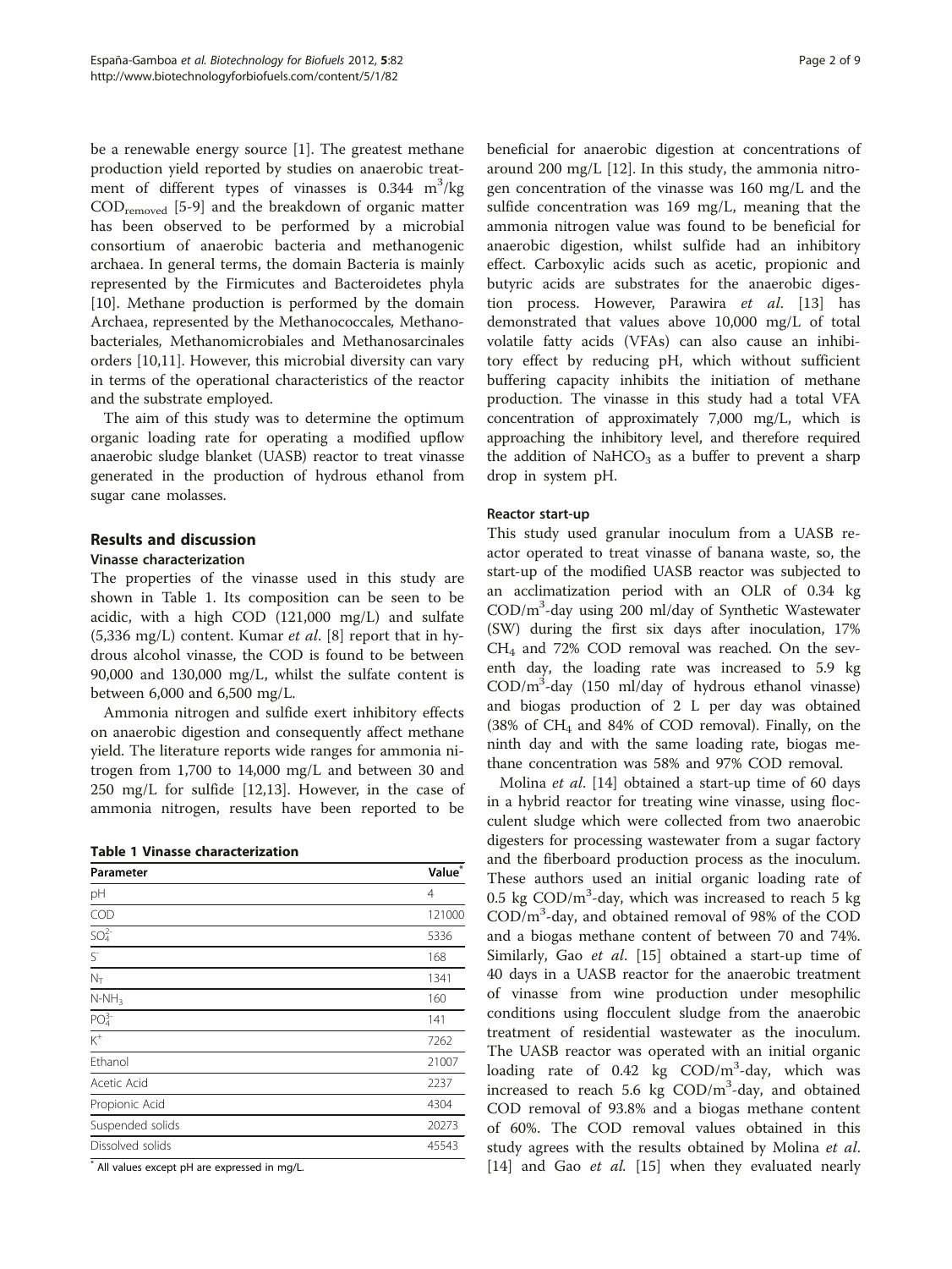be a renewable energy source [1]. The greatest methane production yield reported by studies on anaerobic treatment of different types of vinasses is 0.344 $m^3$/kg $COD_{removed}$ [5-9] and the breakdown of organic matter has been observed to be performed by a microbial consortium of anaerobic bacteria and methanogenic archaea. In general terms, the domain Bacteria is mainly represented by the Firmicutes and Bacteroidetes phyla [10]. Methane production is performed by the domain Archaea, represented by the Methanococcales, Methanobacteriales, Methanomicrobiales and Methanosarcinales orders [10,11]. However, this microbial diversity can vary in terms of the operational characteristics of the reactor and the substrate employed.

The aim of this study was to determine the optimum organic loading rate for operating a modified upflow anaerobic sludge blanket (UASB) reactor to treat vinasse generated in the production of hydrous ethanol from sugar cane molasses.

## Results and discussion

### Vinasse characterization

The properties of the vinasse used in this study are shown in Table 1. Its composition can be seen to be acidic, with a high COD (121,000 mg/L) and sulfate (5,336 mg/L) content. Kumar *et al*. [8] report that in hydrous alcohol vinasse, the COD is found to be between 90,000 and 130,000 mg/L, whilst the sulfate content is between 6,000 and 6,500 mg/L.

Ammonia nitrogen and sulfide exert inhibitory effects on anaerobic digestion and consequently affect methane yield. The literature reports wide ranges for ammonia nitrogen from 1,700 to 14,000 mg/L and between 30 and 250 mg/L for sulfide [12,13]. However, in the case of ammonia nitrogen, results have been reported to be beneficial for anaerobic digestion at concentrations of around 200 mg/L [12]. In this study, the ammonia nitrogen concentration of the vinasse was 160 mg/L and the sulfide concentration was 169 mg/L, meaning that the ammonia nitrogen value was found to be beneficial for anaerobic digestion, whilst sulfide had an inhibitory effect. Carboxylic acids such as acetic, propionic and butyric acids are substrates for the anaerobic digestion process. However, Parawira *et al*. [13] has demonstrated that values above 10,000 mg/L of total volatile fatty acids (VFAs) can also cause an inhibitory effect by reducing pH, which without sufficient buffering capacity inhibits the initiation of methane production. The vinasse in this study had a total VFA concentration of approximately 7,000 mg/L, which is approaching the inhibitory level, and therefore required the addition of $NaHCO_3$ as a buffer to prevent a sharp drop in system pH.

**Table 1 Vinasse characterization**

| Parameter | Value* |
|---|---|
| pH | 4 |
| COD | 121000 |
| $SO_4^{2-}$ | 5336 |
| $S^-$ | 168 |
| $N_T$ | 1341 |
| $N\text{-}NH_3$ | 160 |
| $PO_4^{3-}$ | 141 |
| $K^+$ | 7262 |
| Ethanol | 21007 |
| Acetic Acid | 2237 |
| Propionic Acid | 4304 |
| Suspended solids | 20273 |
| Dissolved solids | 45543 |

* All values except pH are expressed in mg/L.

### Reactor start-up

This study used granular inoculum from a UASB reactor operated to treat vinasse of banana waste, so, the start-up of the modified UASB reactor was subjected to an acclimatization period with an OLR of 0.34 kg COD/$m^3$-day using 200 ml/day of Synthetic Wastewater (SW) during the first six days after inoculation, 17% $CH_4$ and 72% COD removal was reached. On the seventh day, the loading rate was increased to 5.9 kg COD/$m^3$-day (150 ml/day of hydrous ethanol vinasse) and biogas production of 2 L per day was obtained (38% of $CH_4$ and 84% of COD removal). Finally, on the ninth day and with the same loading rate, biogas methane concentration was 58% and 97% COD removal.

Molina *et al*. [14] obtained a start-up time of 60 days in a hybrid reactor for treating wine vinasse, using flocculent sludge which were collected from two anaerobic digesters for processing wastewater from a sugar factory and the fiberboard production process as the inoculum. These authors used an initial organic loading rate of 0.5 kg COD/$m^3$-day, which was increased to reach 5 kg COD/$m^3$-day, and obtained removal of 98% of the COD and a biogas methane content of between 70 and 74%. Similarly, Gao *et al*. [15] obtained a start-up time of 40 days in a UASB reactor for the anaerobic treatment of vinasse from wine production under mesophilic conditions using flocculent sludge from the anaerobic treatment of residential wastewater as the inoculum. The UASB reactor was operated with an initial organic loading rate of 0.42 kg COD/$m^3$-day, which was increased to reach 5.6 kg COD/$m^3$-day, and obtained COD removal of 93.8% and a biogas methane content of 60%. The COD removal values obtained in this study agrees with the results obtained by Molina *et al*. [14] and Gao *et al*. [15] when they evaluated nearly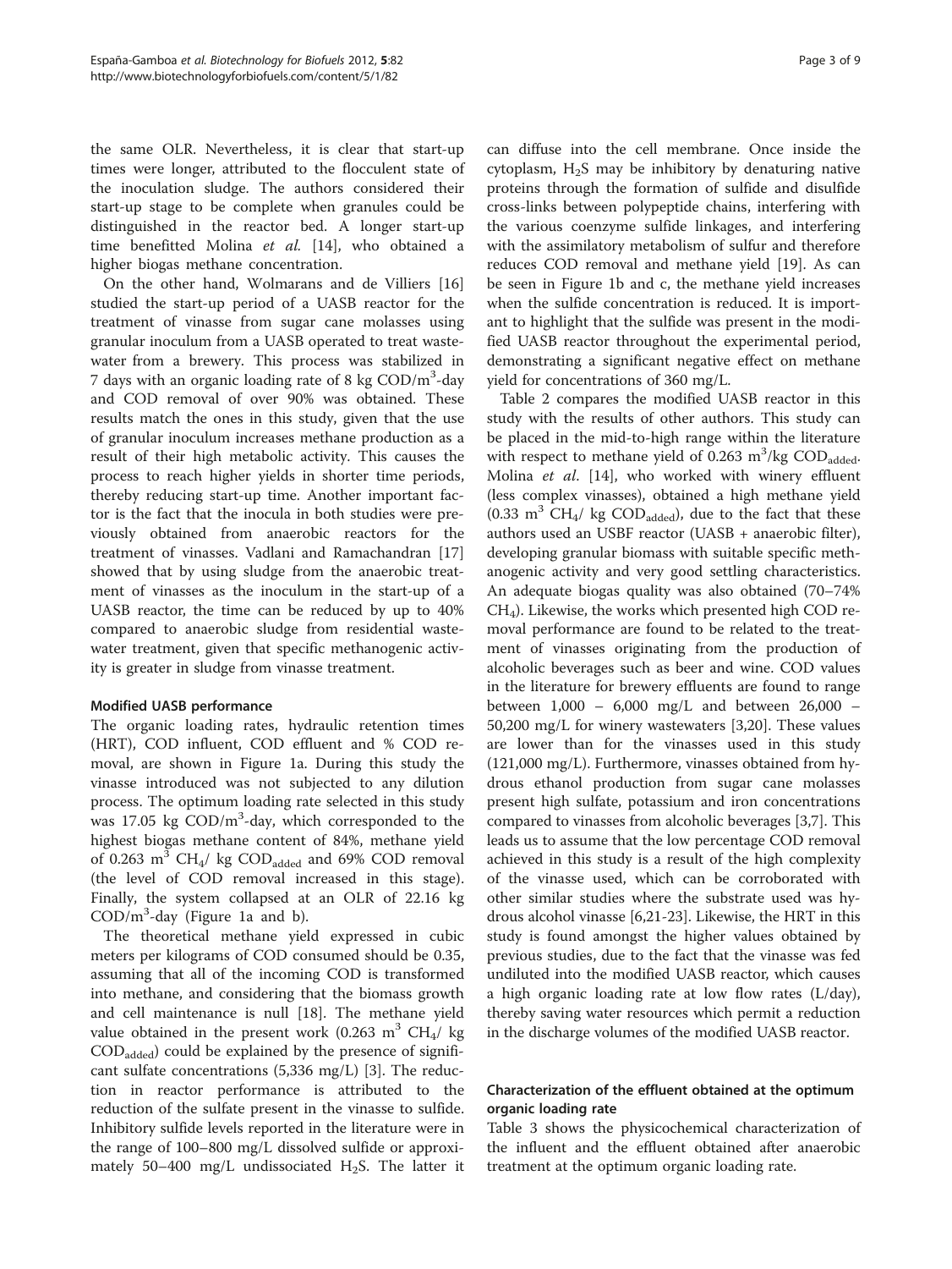the same OLR. Nevertheless, it is clear that start-up times were longer, attributed to the flocculent state of the inoculation sludge. The authors considered their start-up stage to be complete when granules could be distinguished in the reactor bed. A longer start-up time benefitted Molina *et al.* [14], who obtained a higher biogas methane concentration.

On the other hand, Wolmarans and de Villiers [16] studied the start-up period of a UASB reactor for the treatment of vinasse from sugar cane molasses using granular inoculum from a UASB operated to treat wastewater from a brewery. This process was stabilized in 7 days with an organic loading rate of 8 kg COD/m$^3$-day and COD removal of over 90% was obtained. These results match the ones in this study, given that the use of granular inoculum increases methane production as a result of their high metabolic activity. This causes the process to reach higher yields in shorter time periods, thereby reducing start-up time. Another important factor is the fact that the inocula in both studies were previously obtained from anaerobic reactors for the treatment of vinasses. Vadlani and Ramachandran [17] showed that by using sludge from the anaerobic treatment of vinasses as the inoculum in the start-up of a UASB reactor, the time can be reduced by up to 40% compared to anaerobic sludge from residential wastewater treatment, given that specific methanogenic activity is greater in sludge from vinasse treatment.

## Modified UASB performance

The organic loading rates, hydraulic retention times (HRT), COD influent, COD effluent and % COD removal, are shown in Figure 1a. During this study the vinasse introduced was not subjected to any dilution process. The optimum loading rate selected in this study was 17.05 kg COD/m$^3$-day, which corresponded to the highest biogas methane content of 84%, methane yield of 0.263 m$^3$ $CH_4$/ kg $COD_{added}$ and 69% COD removal (the level of COD removal increased in this stage). Finally, the system collapsed at an OLR of 22.16 kg COD/m$^3$-day (Figure 1a and b).

The theoretical methane yield expressed in cubic meters per kilograms of COD consumed should be 0.35, assuming that all of the incoming COD is transformed into methane, and considering that the biomass growth and cell maintenance is null [18]. The methane yield value obtained in the present work (0.263 m$^3$ $CH_4$/ kg $COD_{added}$) could be explained by the presence of significant sulfate concentrations (5,336 mg/L) [3]. The reduction in reactor performance is attributed to the reduction of the sulfate present in the vinasse to sulfide. Inhibitory sulfide levels reported in the literature were in the range of 100–800 mg/L dissolved sulfide or approximately 50–400 mg/L undissociated $H_2S$. The latter it can diffuse into the cell membrane. Once inside the cytoplasm, $H_2S$ may be inhibitory by denaturing native proteins through the formation of sulfide and disulfide cross-links between polypeptide chains, interfering with the various coenzyme sulfide linkages, and interfering with the assimilatory metabolism of sulfur and therefore reduces COD removal and methane yield [19]. As can be seen in Figure 1b and c, the methane yield increases when the sulfide concentration is reduced. It is important to highlight that the sulfide was present in the modified UASB reactor throughout the experimental period, demonstrating a significant negative effect on methane yield for concentrations of 360 mg/L.

Table 2 compares the modified UASB reactor in this study with the results of other authors. This study can be placed in the mid-to-high range within the literature with respect to methane yield of 0.263 m$^3$/kg $COD_{added}$. Molina *et al.* [14], who worked with winery effluent (less complex vinasses), obtained a high methane yield (0.33 m$^3$ $CH_4$/ kg $COD_{added}$), due to the fact that these authors used an USBF reactor (UASB + anaerobic filter), developing granular biomass with suitable specific methanogenic activity and very good settling characteristics. An adequate biogas quality was also obtained (70–74% $CH_4$). Likewise, the works which presented high COD removal performance are found to be related to the treatment of vinasses originating from the production of alcoholic beverages such as beer and wine. COD values in the literature for brewery effluents are found to range between 1,000 – 6,000 mg/L and between 26,000 – 50,200 mg/L for winery wastewaters [3,20]. These values are lower than for the vinasses used in this study (121,000 mg/L). Furthermore, vinasses obtained from hydrous ethanol production from sugar cane molasses present high sulfate, potassium and iron concentrations compared to vinasses from alcoholic beverages [3,7]. This leads us to assume that the low percentage COD removal achieved in this study is a result of the high complexity of the vinasse used, which can be corroborated with other similar studies where the substrate used was hydrous alcohol vinasse [6,21-23]. Likewise, the HRT in this study is found amongst the higher values obtained by previous studies, due to the fact that the vinasse was fed undiluted into the modified UASB reactor, which causes a high organic loading rate at low flow rates (L/day), thereby saving water resources which permit a reduction in the discharge volumes of the modified UASB reactor.

## Characterization of the effluent obtained at the optimum organic loading rate

Table 3 shows the physicochemical characterization of the influent and the effluent obtained after anaerobic treatment at the optimum organic loading rate.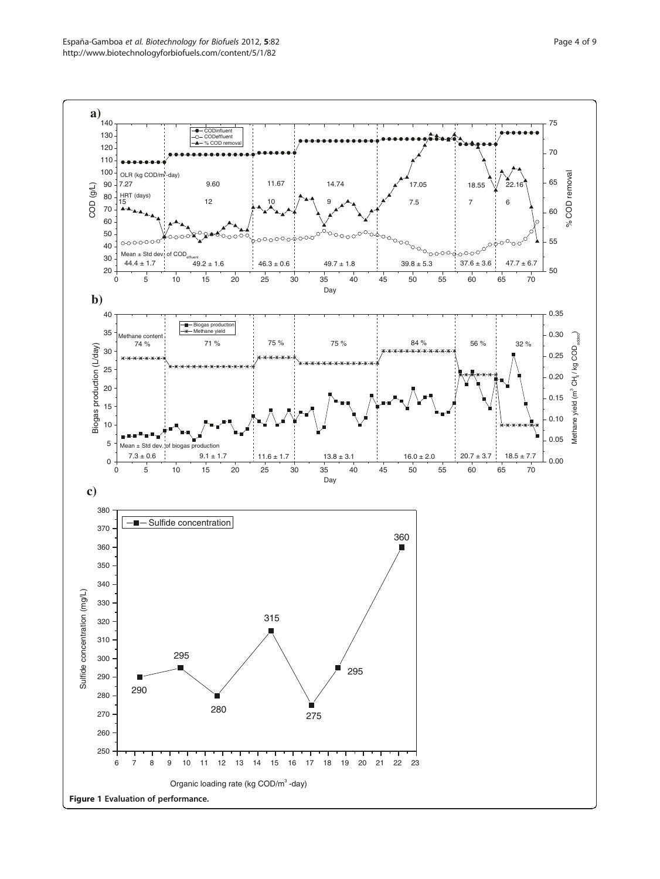Figure 1 Evaluation of performance.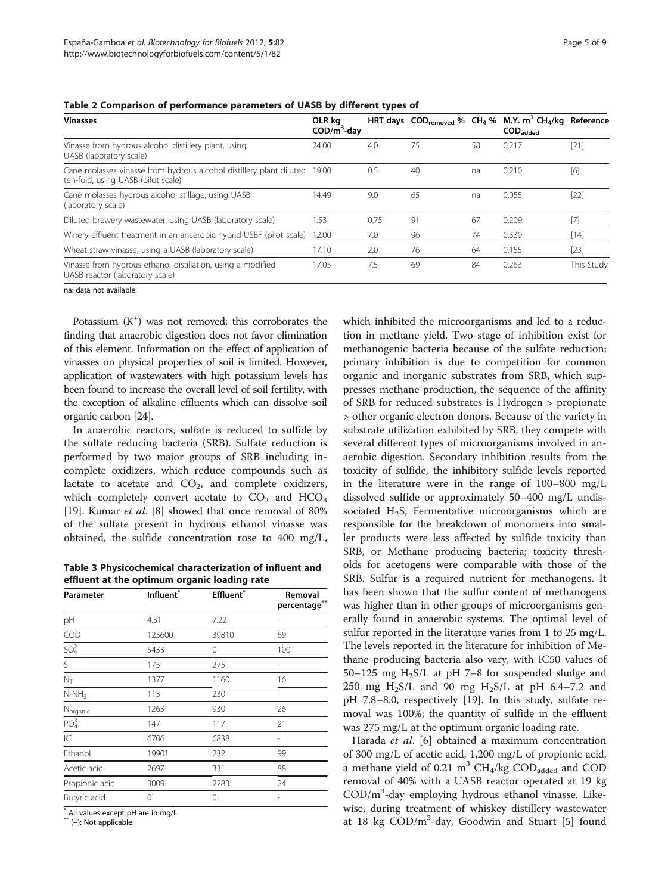**Table 2 Comparison of performance parameters of UASB by different types of**

| Vinasses | OLR kg $COD/m^3$-day | HRT days | $COD_{removed}$ % | $CH_4$ % | M.Y. $m^3$ $CH_4$/kg $COD_{added}$ | Reference |
|---|---|---|---|---|---|---|
| Vinasse from hydrous alcohol distillery plant, using UASB (laboratory scale) | 24.00 | 4.0 | 75 | 58 | 0.217 | [21] |
| Cane molasses vinasse from hydrous alcohol distillery plant diluted ten-fold, using UASB (pilot scale) | 19.00 | 0.5 | 40 | na | 0.210 | [6] |
| Cane molasses hydrous alcohol stillage, using UASB (laboratory scale) | 14.49 | 9.0 | 65 | na | 0.055 | [22] |
| Diluted brewery wastewater, using UASB (laboratory scale) | 1.53 | 0.75 | 91 | 67 | 0.209 | [7] |
| Winery effluent treatment in an anaerobic hybrid USBF (pilot scale) | 12.00 | 7.0 | 96 | 74 | 0.330 | [14] |
| Wheat straw vinasse, using a UASB (laboratory scale) | 17.10 | 2.0 | 76 | 64 | 0.155 | [23] |
| Vinasse from hydrous ethanol distillation, using a modified UASB reactor (laboratory scale) | 17.05 | 7.5 | 69 | 84 | 0.263 | This Study |

na: data not available.

Potassium ($K^+$) was not removed; this corroborates the finding that anaerobic digestion does not favor elimination of this element. Information on the effect of application of vinasses on physical properties of soil is limited. However, application of wastewaters with high potassium levels has been found to increase the overall level of soil fertility, with the exception of alkaline effluents which can dissolve soil organic carbon [24].

In anaerobic reactors, sulfate is reduced to sulfide by the sulfate reducing bacteria (SRB). Sulfate reduction is performed by two major groups of SRB including incomplete oxidizers, which reduce compounds such as lactate to acetate and $CO_2$, and complete oxidizers, which completely convert acetate to $CO_2$ and $HCO_3$ [19]. Kumar *et al*. [8] showed that once removal of 80% of the sulfate present in hydrous ethanol vinasse was obtained, the sulfide concentration rose to 400 mg/L, which inhibited the microorganisms and led to a reduction in methane yield. Two stage of inhibition exist for methanogenic bacteria because of the sulfate reduction; primary inhibition is due to competition for common organic and inorganic substrates from SRB, which suppresses methane production, the sequence of the affinity of SRB for reduced substrates is Hydrogen > propionate > other organic electron donors. Because of the variety in substrate utilization exhibited by SRB, they compete with several different types of microorganisms involved in anaerobic digestion. Secondary inhibition results from the toxicity of sulfide, the inhibitory sulfide levels reported in the literature were in the range of 100–800 mg/L dissolved sulfide or approximately 50–400 mg/L undissociated $H_2S$, Fermentative microorganisms which are responsible for the breakdown of monomers into smaller products were less affected by sulfide toxicity than SRB, or Methane producing bacteria; toxicity thresholds for acetogens were comparable with those of the SRB. Sulfur is a required nutrient for methanogens. It has been shown that the sulfur content of methanogens was higher than in other groups of microorganisms generally found in anaerobic systems. The optimal level of sulfur reported in the literature varies from 1 to 25 mg/L. The levels reported in the literature for inhibition of Methane producing bacteria also vary, with IC50 values of 50–125 mg $H_2S$/L at pH 7–8 for suspended sludge and 250 mg $H_2S$/L and 90 mg $H_2S$/L at pH 6.4–7.2 and pH 7.8–8.0, respectively [19]. In this study, sulfate removal was 100%; the quantity of sulfide in the effluent was 275 mg/L at the optimum organic loading rate.

**Table 3 Physicochemical characterization of influent and effluent at the optimum organic loading rate**

| Parameter | Influent* | Effluent* | Removal percentage** |
|---|---|---|---|
| pH | 4.51 | 7.22 | - |
| COD | 125600 | 39810 | 69 |
| $SO_4^{2-}$ | 5433 | 0 | 100 |
| $S^-$ | 175 | 275 | - |
| $N_T$ | 1377 | 1160 | 16 |
| $N\text{-}NH_3$ | 113 | 230 | - |
| $N_{organic}$ | 1263 | 930 | 26 |
| $PO_4^{3-}$ | 147 | 117 | 21 |
| $K^+$ | 6706 | 6838 | - |
| Ethanol | 19901 | 232 | 99 |
| Acetic acid | 2697 | 331 | 88 |
| Propionic acid | 3009 | 2283 | 24 |
| Butyric acid | 0 | 0 | - |

\* All values except pH are in mg/L.
\*\* (−): Not applicable.

Harada *et al*. [6] obtained a maximum concentration of 300 mg/L of acetic acid, 1,200 mg/L of propionic acid, a methane yield of 0.21 $m^3$ $CH_4$/kg $COD_{added}$ and COD removal of 40% with a UASB reactor operated at 19 kg $COD/m^3$-day employing hydrous ethanol vinasse. Likewise, during treatment of whiskey distillery wastewater at 18 kg $COD/m^3$-day, Goodwin and Stuart [5] found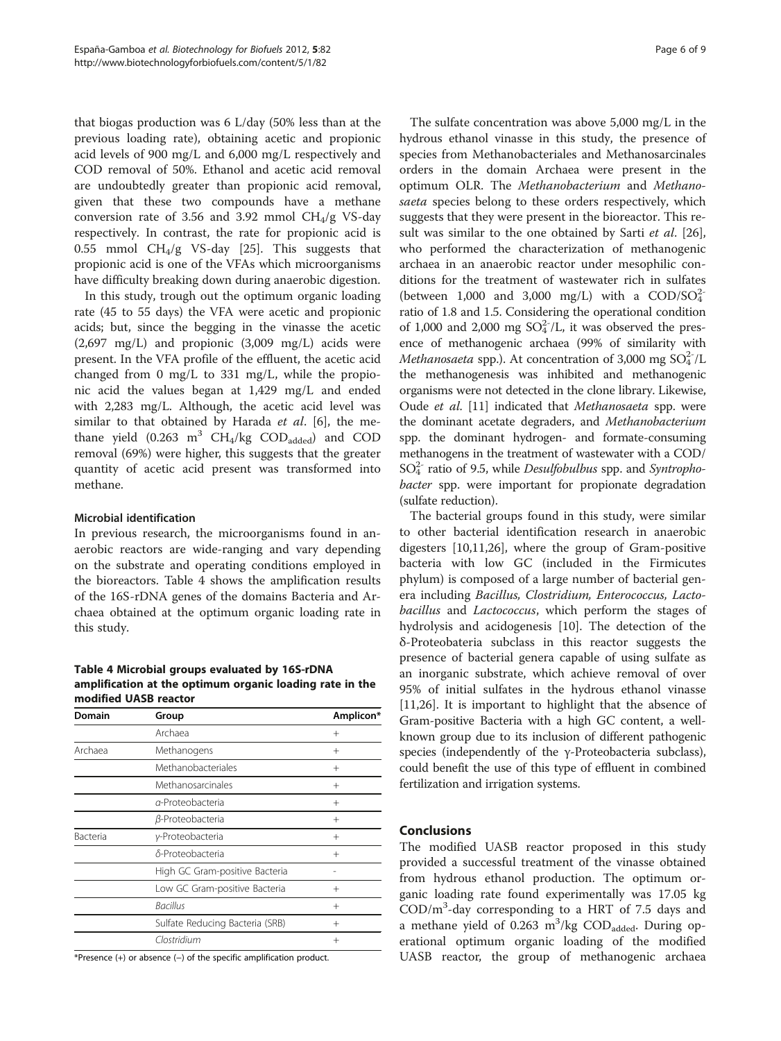that biogas production was 6 L/day (50% less than at the previous loading rate), obtaining acetic and propionic acid levels of 900 mg/L and 6,000 mg/L respectively and COD removal of 50%. Ethanol and acetic acid removal are undoubtedly greater than propionic acid removal, given that these two compounds have a methane conversion rate of 3.56 and 3.92 mmol $CH_4$/g VS-day respectively. In contrast, the rate for propionic acid is 0.55 mmol $CH_4$/g VS-day [25]. This suggests that propionic acid is one of the VFAs which microorganisms have difficulty breaking down during anaerobic digestion.

In this study, trough out the optimum organic loading rate (45 to 55 days) the VFA were acetic and propionic acids; but, since the begging in the vinasse the acetic (2,697 mg/L) and propionic (3,009 mg/L) acids were present. In the VFA profile of the effluent, the acetic acid changed from 0 mg/L to 331 mg/L, while the propionic acid the values began at 1,429 mg/L and ended with 2,283 mg/L. Although, the acetic acid level was similar to that obtained by Harada *et al*. [6], the methane yield (0.263 $m^3$ $CH_4$/kg $COD_{added}$) and COD removal (69%) were higher, this suggests that the greater quantity of acetic acid present was transformed into methane.

#### Microbial identification

In previous research, the microorganisms found in anaerobic reactors are wide-ranging and vary depending on the substrate and operating conditions employed in the bioreactors. Table 4 shows the amplification results of the 16S-rDNA genes of the domains Bacteria and Archaea obtained at the optimum organic loading rate in this study.

**Table 4 Microbial groups evaluated by 16S-rDNA amplification at the optimum organic loading rate in the modified UASB reactor**

| Domain | Group | Amplicon* |
|---|---|---|
| | Archaea | + |
| Archaea | Methanogens | + |
| | Methanobacteriales | + |
| | Methanosarcinales | + |
| | *α*-Proteobacteria | + |
| | *β*-Proteobacteria | + |
| Bacteria | *γ*-Proteobacteria | + |
| | *δ*-Proteobacteria | + |
| | High GC Gram-positive Bacteria | - |
| | Low GC Gram-positive Bacteria | + |
| | *Bacillus* | + |
| | Sulfate Reducing Bacteria (SRB) | + |
| | *Clostridium* | + |

*Presence (+) or absence (–) of the specific amplification product.

The sulfate concentration was above 5,000 mg/L in the hydrous ethanol vinasse in this study, the presence of species from Methanobacteriales and Methanosarcinales orders in the domain Archaea were present in the optimum OLR. The *Methanobacterium* and *Methanosaeta* species belong to these orders respectively, which suggests that they were present in the bioreactor. This result was similar to the one obtained by Sarti *et al*. [26], who performed the characterization of methanogenic archaea in an anaerobic reactor under mesophilic conditions for the treatment of wastewater rich in sulfates (between 1,000 and 3,000 mg/L) with a $COD/SO_4^{2-}$ ratio of 1.8 and 1.5. Considering the operational condition of 1,000 and 2,000 mg $SO_4^{2-}$/L, it was observed the presence of methanogenic archaea (99% of similarity with *Methanosaeta* spp.). At concentration of 3,000 mg $SO_4^{2-}$/L the methanogenesis was inhibited and methanogenic organisms were not detected in the clone library. Likewise, Oude *et al*. [11] indicated that *Methanosaeta* spp. were the dominant acetate degraders, and *Methanobacterium* spp. the dominant hydrogen- and formate-consuming methanogens in the treatment of wastewater with a $COD/SO_4^{2-}$ ratio of 9.5, while *Desulfobulbus* spp. and *Syntrophobacter* spp. were important for propionate degradation (sulfate reduction).

The bacterial groups found in this study, were similar to other bacterial identification research in anaerobic digesters [10,11,26], where the group of Gram-positive bacteria with low GC (included in the Firmicutes phylum) is composed of a large number of bacterial genera including *Bacillus, Clostridium, Enterococcus, Lactobacillus* and *Lactococcus*, which perform the stages of hydrolysis and acidogenesis [10]. The detection of the δ-Proteobateria subclass in this reactor suggests the presence of bacterial genera capable of using sulfate as an inorganic substrate, which achieve removal of over 95% of initial sulfates in the hydrous ethanol vinasse [11,26]. It is important to highlight that the absence of Gram-positive Bacteria with a high GC content, a well-known group due to its inclusion of different pathogenic species (independently of the γ-Proteobacteria subclass), could benefit the use of this type of effluent in combined fertilization and irrigation systems.

## Conclusions

The modified UASB reactor proposed in this study provided a successful treatment of the vinasse obtained from hydrous ethanol production. The optimum organic loading rate found experimentally was 17.05 kg COD/$m^3$-day corresponding to a HRT of 7.5 days and a methane yield of 0.263 $m^3$/kg $COD_{added}$. During operational optimum organic loading of the modified UASB reactor, the group of methanogenic archaea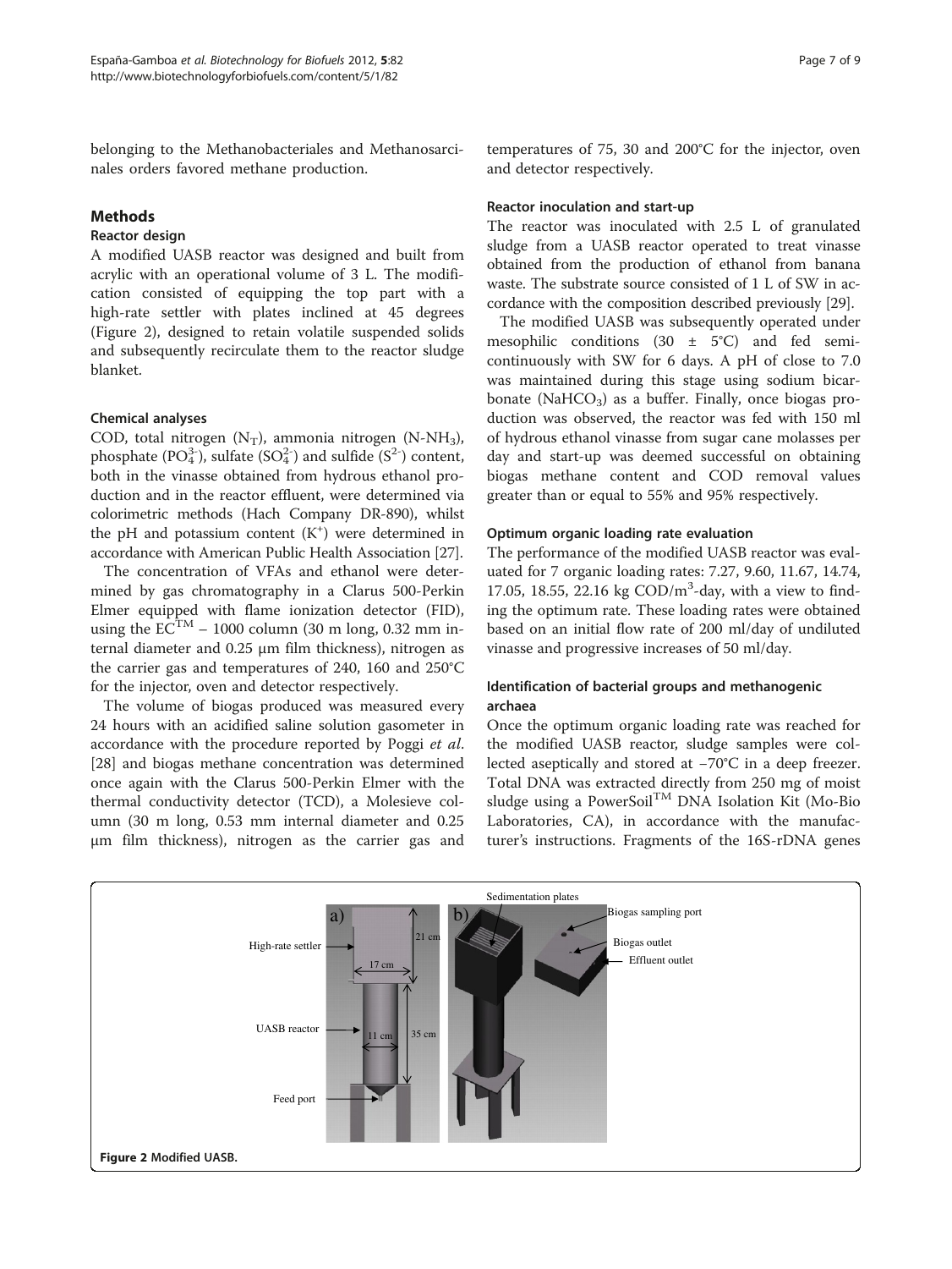belonging to the Methanobacteriales and Methanosarcinales orders favored methane production.

## Methods

### Reactor design

A modified UASB reactor was designed and built from acrylic with an operational volume of 3 L. The modification consisted of equipping the top part with a high-rate settler with plates inclined at 45 degrees (Figure 2), designed to retain volatile suspended solids and subsequently recirculate them to the reactor sludge blanket.

### Chemical analyses

COD, total nitrogen ($N_T$), ammonia nitrogen ($N\text{-}NH_3$), phosphate ($PO_4^{3-}$), sulfate ($SO_4^{2-}$) and sulfide ($S^{2-}$) content, both in the vinasse obtained from hydrous ethanol production and in the reactor effluent, were determined via colorimetric methods (Hach Company DR-890), whilst the pH and potassium content ($K^+$) were determined in accordance with American Public Health Association [27].

The concentration of VFAs and ethanol were determined by gas chromatography in a Clarus 500-Perkin Elmer equipped with flame ionization detector (FID), using the EC™ – 1000 column (30 m long, 0.32 mm internal diameter and 0.25 µm film thickness), nitrogen as the carrier gas and temperatures of 240, 160 and 250°C for the injector, oven and detector respectively.

The volume of biogas produced was measured every 24 hours with an acidified saline solution gasometer in accordance with the procedure reported by Poggi *et al.* [28] and biogas methane concentration was determined once again with the Clarus 500-Perkin Elmer with the thermal conductivity detector (TCD), a Molesieve column (30 m long, 0.53 mm internal diameter and 0.25 µm film thickness), nitrogen as the carrier gas and temperatures of 75, 30 and 200°C for the injector, oven and detector respectively.

### Reactor inoculation and start-up

The reactor was inoculated with 2.5 L of granulated sludge from a UASB reactor operated to treat vinasse obtained from the production of ethanol from banana waste. The substrate source consisted of 1 L of SW in accordance with the composition described previously [29].

The modified UASB was subsequently operated under mesophilic conditions (30 ± 5°C) and fed semi-continuously with SW for 6 days. A pH of close to 7.0 was maintained during this stage using sodium bicarbonate ($NaHCO_3$) as a buffer. Finally, once biogas production was observed, the reactor was fed with 150 ml of hydrous ethanol vinasse from sugar cane molasses per day and start-up was deemed successful on obtaining biogas methane content and COD removal values greater than or equal to 55% and 95% respectively.

### Optimum organic loading rate evaluation

The performance of the modified UASB reactor was evaluated for 7 organic loading rates: 7.27, 9.60, 11.67, 14.74, 17.05, 18.55, 22.16 kg COD/$m^3$-day, with a view to finding the optimum rate. These loading rates were obtained based on an initial flow rate of 200 ml/day of undiluted vinasse and progressive increases of 50 ml/day.

### Identification of bacterial groups and methanogenic archaea

Once the optimum organic loading rate was reached for the modified UASB reactor, sludge samples were collected aseptically and stored at −70°C in a deep freezer. Total DNA was extracted directly from 250 mg of moist sludge using a PowerSoil™ DNA Isolation Kit (Mo-Bio Laboratories, CA), in accordance with the manufacturer's instructions. Fragments of the 16S-rDNA genes

**Figure 2** Modified UASB.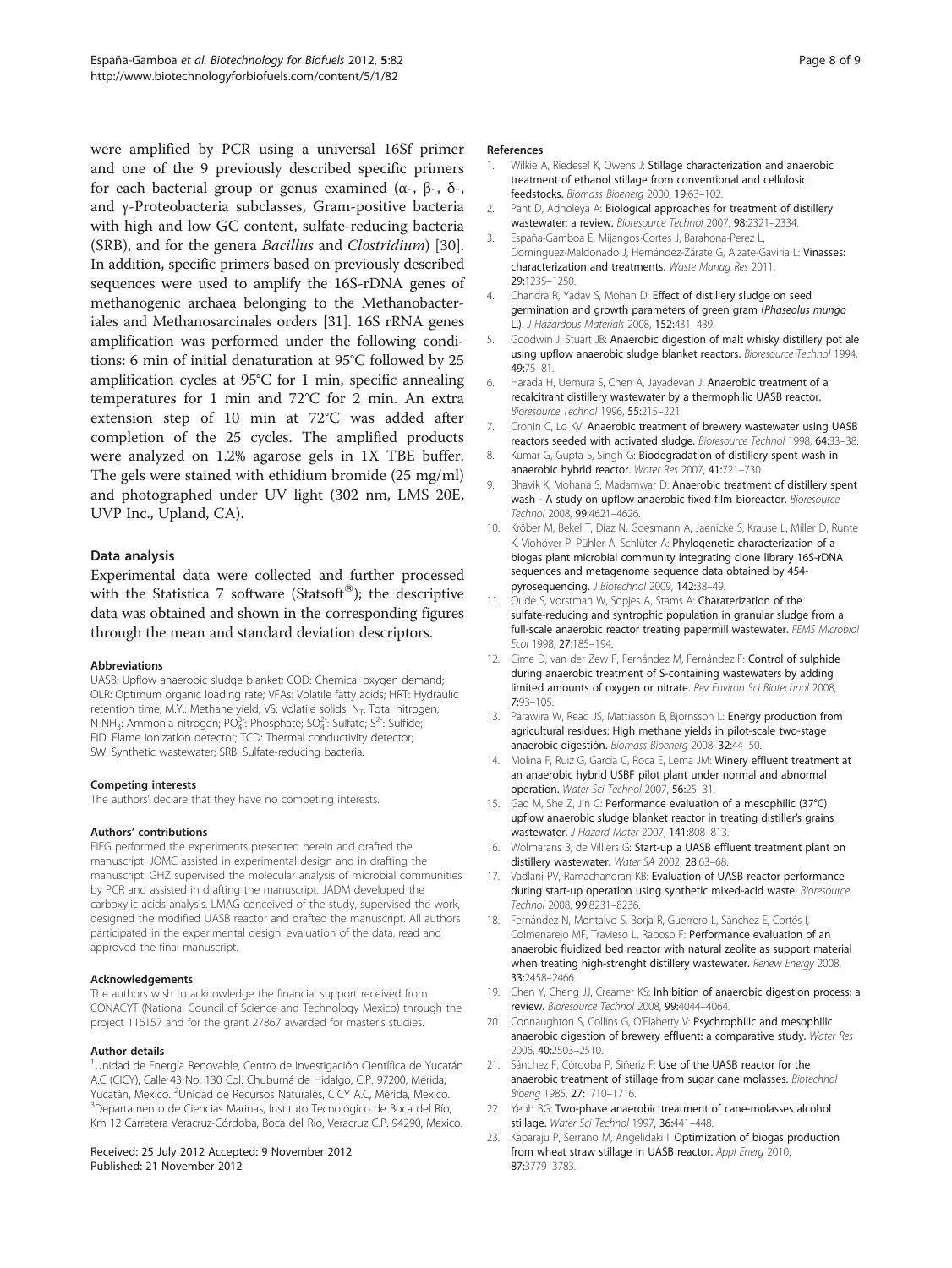were amplified by PCR using a universal 16Sf primer and one of the 9 previously described specific primers for each bacterial group or genus examined (α-, β-, δ-, and γ-Proteobacteria subclasses, Gram-positive bacteria with high and low GC content, sulfate-reducing bacteria (SRB), and for the genera *Bacillus* and *Clostridium*) [30]. In addition, specific primers based on previously described sequences were used to amplify the 16S-rDNA genes of methanogenic archaea belonging to the Methanobacteriales and Methanosarcinales orders [31]. 16S rRNA genes amplification was performed under the following conditions: 6 min of initial denaturation at 95°C followed by 25 amplification cycles at 95°C for 1 min, specific annealing temperatures for 1 min and 72°C for 2 min. An extra extension step of 10 min at 72°C was added after completion of the 25 cycles. The amplified products were analyzed on 1.2% agarose gels in 1X TBE buffer. The gels were stained with ethidium bromide (25 mg/ml) and photographed under UV light (302 nm, LMS 20E, UVP Inc., Upland, CA).

### Data analysis

Experimental data were collected and further processed with the Statistica 7 software (Statsoft®); the descriptive data was obtained and shown in the corresponding figures through the mean and standard deviation descriptors.

#### Abbreviations

UASB: Upflow anaerobic sludge blanket; COD: Chemical oxygen demand; OLR: Optimum organic loading rate; VFAs: Volatile fatty acids; HRT: Hydraulic retention time; M.Y.: Methane yield; VS: Volatile solids; $N_T$: Total nitrogen; N-$NH_3$: Ammonia nitrogen; $PO_4^{3-}$: Phosphate; $SO_4^{2-}$: Sulfate; $S^{2-}$: Sulfide; FID: Flame ionization detector; TCD: Thermal conductivity detector; SW: Synthetic wastewater; SRB: Sulfate-reducing bacteria.

#### Competing interests

The authors' declare that they have no competing interests.

#### Authors' contributions

EIEG performed the experiments presented herein and drafted the manuscript. JOMC assisted in experimental design and in drafting the manuscript. GHZ supervised the molecular analysis of microbial communities by PCR and assisted in drafting the manuscript. JADM developed the carboxylic acids analysis. LMAG conceived of the study, supervised the work, designed the modified UASB reactor and drafted the manuscript. All authors participated in the experimental design, evaluation of the data, read and approved the final manuscript.

#### Acknowledgements

The authors wish to acknowledge the financial support received from CONACYT (National Council of Science and Technology Mexico) through the project 116157 and for the grant 27867 awarded for master's studies.

#### Author details

[1]Unidad de Energía Renovable, Centro de Investigación Científica de Yucatán A.C (CICY), Calle 43 No. 130 Col. Chuburná de Hidalgo, C.P. 97200, Mérida, Yucatán, Mexico. [2]Unidad de Recursos Naturales, CICY A.C, Mérida, Mexico. [3]Departamento de Ciencias Marinas, Instituto Tecnológico de Boca del Río, Km 12 Carretera Veracruz-Córdoba, Boca del Río, Veracruz C.P. 94290, Mexico.

Received: 25 July 2012 Accepted: 9 November 2012
Published: 21 November 2012

#### References

1. Wilkie A, Riedesel K, Owens J: **Stillage characterization and anaerobic treatment of ethanol stillage from conventional and cellulosic feedstocks.** *Biomass Bioenerg* 2000, **19:**63–102.
2. Pant D, Adholeya A: **Biological approaches for treatment of distillery wastewater: a review.** *Bioresource Technol* 2007, **98:**2321–2334.
3. España-Gamboa E, Mijangos-Cortes J, Barahona-Perez L, Dominguez-Maldonado J, Hernández-Zárate G, Alzate-Gaviria L: **Vinasses: characterization and treatments.** *Waste Manag Res* 2011, **29:**1235–1250.
4. Chandra R, Yadav S, Mohan D: **Effect of distillery sludge on seed germination and growth parameters of green gram (*Phaseolus mungo* L.).** *J Hazardous Materials* 2008, **152:**431–439.
5. Goodwin J, Stuart JB: **Anaerobic digestion of malt whisky distillery pot ale using upflow anaerobic sludge blanket reactors.** *Bioresource Technol* 1994, **49:**75–81.
6. Harada H, Uemura S, Chen A, Jayadevan J: **Anaerobic treatment of a recalcitrant distillery wastewater by a thermophilic UASB reactor.** *Bioresource Technol* 1996, **55:**215–221.
7. Cronin C, Lo KV: **Anaerobic treatment of brewery wastewater using UASB reactors seeded with activated sludge.** *Bioresource Technol* 1998, **64:**33–38.
8. Kumar G, Gupta S, Singh G: **Biodegradation of distillery spent wash in anaerobic hybrid reactor.** *Water Res* 2007, **41:**721–730.
9. Bhavik K, Mohana S, Madamwar D: **Anaerobic treatment of distillery spent wash - A study on upflow anaerobic fixed film bioreactor.** *Bioresource Technol* 2008, **99:**4621–4626.
10. Kröber M, Bekel T, Diaz N, Goesmann A, Jaenicke S, Krause L, Miller D, Runte K, Viohöver P, Pühler A, Schlüter A: **Phylogenetic characterization of a biogas plant microbial community integrating clone library 16S-rDNA sequences and metagenome sequence data obtained by 454-pyrosequencing.** *J Biotechnol* 2009, **142:**38–49.
11. Oude S, Vorstman W, Sopjes A, Stams A: **Charaterization of the sulfate-reducing and syntrophic population in granular sludge from a full-scale anaerobic reactor treating papermill wastewater.** *FEMS Microbiol Ecol* 1998, **27:**185–194.
12. Cirne D, van der Zew F, Fernández M, Fernández F: **Control of sulphide during anaerobic treatment of S-containing wastewaters by adding limited amounts of oxygen or nitrate.** *Rev Environ Sci Biotechnol* 2008, **7:**93–105.
13. Parawira W, Read JS, Mattiasson B, Björnsson L: **Energy production from agricultural residues: High methane yields in pilot-scale two-stage anaerobic digestión.** *Biomass Bioenerg* 2008, **32:**44–50.
14. Molina F, Ruiz G, García C, Roca E, Lema JM: **Winery effluent treatment at an anaerobic hybrid USBF pilot plant under normal and abnormal operation.** *Water Sci Technol* 2007, **56:**25–31.
15. Gao M, She Z, Jin C: **Performance evaluation of a mesophilic (37°C) upflow anaerobic sludge blanket reactor in treating distiller's grains wastewater.** *J Hazard Mater* 2007, **141:**808–813.
16. Wolmarans B, de Villiers G: **Start-up a UASB effluent treatment plant on distillery wastewater.** *Water SA* 2002, **28:**63–68.
17. Vadlani PV, Ramachandran KB: **Evaluation of UASB reactor performance during start-up operation using synthetic mixed-acid waste.** *Bioresource Technol* 2008, **99:**8231–8236.
18. Fernández N, Montalvo S, Borja R, Guerrero L, Sánchez E, Cortés I, Colmenarejo MF, Travieso L, Raposo F: **Performance evaluation of an anaerobic fluidized bed reactor with natural zeolite as support material when treating high-strenght distillery wastewater.** *Renew Energy* 2008, **33:**2458–2466.
19. Chen Y, Cheng JJ, Creamer KS: **Inhibition of anaerobic digestion process: a review.** *Bioresource Technol* 2008, **99:**4044–4064.
20. Connaughton S, Collins G, O'Flaherty V: **Psychrophilic and mesophilic anaerobic digestion of brewery effluent: a comparative study.** *Water Res* 2006, **40:**2503–2510.
21. Sánchez F, Córdoba P, Siñeriz F: **Use of the UASB reactor for the anaerobic treatment of stillage from sugar cane molasses.** *Biotechnol Bioeng* 1985, **27:**1710–1716.
22. Yeoh BG: **Two-phase anaerobic treatment of cane-molasses alcohol stillage.** *Water Sci Technol* 1997, **36:**441–448.
23. Kaparaju P, Serrano M, Angelidaki I: **Optimization of biogas production from wheat straw stillage in UASB reactor.** *Appl Energ* 2010, **87:**3779–3783.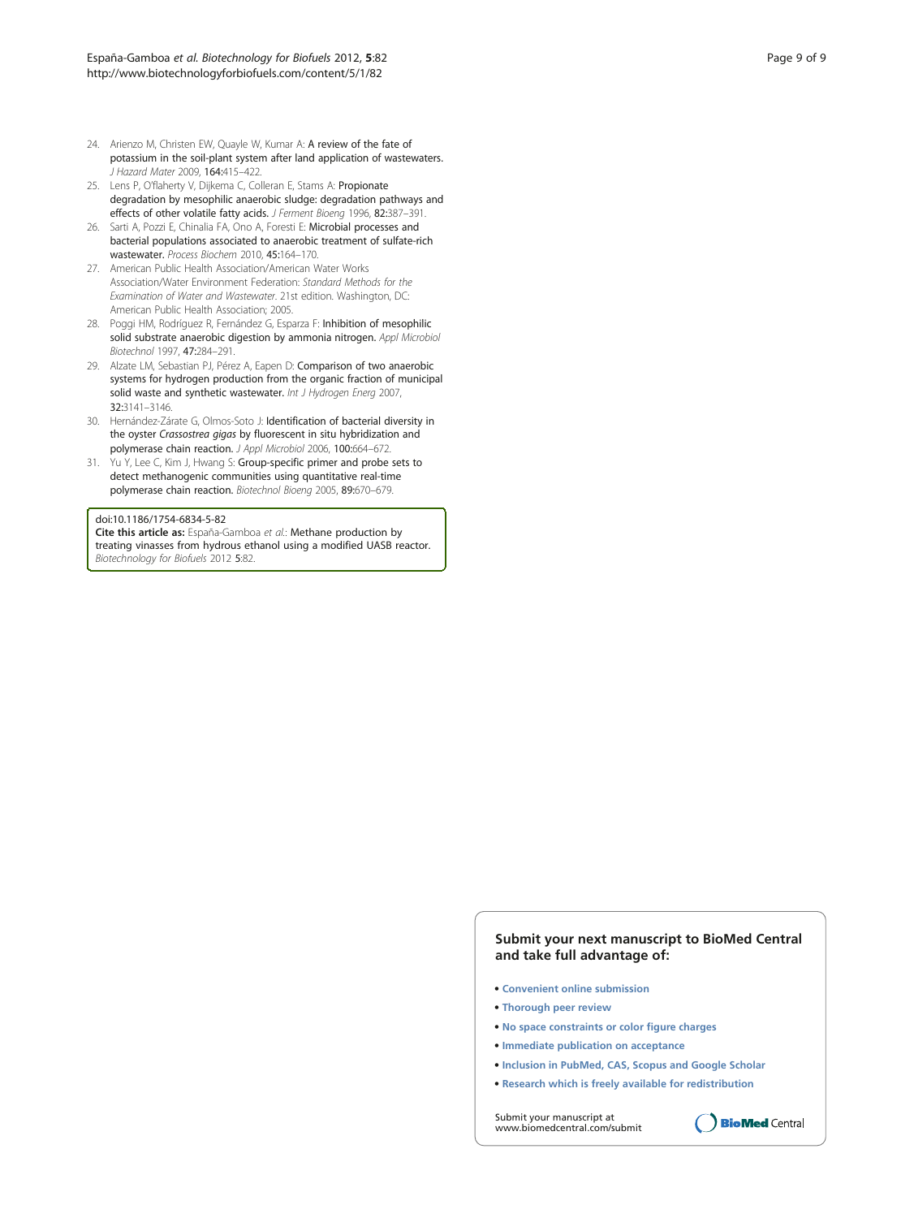24. Arienzo M, Christen EW, Quayle W, Kumar A: **A review of the fate of potassium in the soil-plant system after land application of wastewaters.** *J Hazard Mater* 2009, **164:**415–422.
25. Lens P, O'flaherty V, Dijkema C, Colleran E, Stams A: **Propionate degradation by mesophilic anaerobic sludge: degradation pathways and effects of other volatile fatty acids.** *J Ferment Bioeng* 1996, **82:**387–391.
26. Sarti A, Pozzi E, Chinalia FA, Ono A, Foresti E: **Microbial processes and bacterial populations associated to anaerobic treatment of sulfate-rich wastewater.** *Process Biochem* 2010, **45:**164–170.
27. American Public Health Association/American Water Works Association/Water Environment Federation: *Standard Methods for the Examination of Water and Wastewater*. 21st edition. Washington, DC: American Public Health Association; 2005.
28. Poggi HM, Rodríguez R, Fernández G, Esparza F: **Inhibition of mesophilic solid substrate anaerobic digestion by ammonia nitrogen.** *Appl Microbiol Biotechnol* 1997, **47:**284–291.
29. Alzate LM, Sebastian PJ, Pérez A, Eapen D: **Comparison of two anaerobic systems for hydrogen production from the organic fraction of municipal solid waste and synthetic wastewater.** *Int J Hydrogen Energ* 2007, **32:**3141–3146.
30. Hernández-Zárate G, Olmos-Soto J: **Identification of bacterial diversity in the oyster *Crassostrea gigas* by fluorescent in situ hybridization and polymerase chain reaction.** *J Appl Microbiol* 2006, **100:**664–672.
31. Yu Y, Lee C, Kim J, Hwang S: **Group-specific primer and probe sets to detect methanogenic communities using quantitative real-time polymerase chain reaction.** *Biotechnol Bioeng* 2005, **89:**670–679.

doi:10.1186/1754-6834-5-82
**Cite this article as:** España-Gamboa *et al.*: Methane production by treating vinasses from hydrous ethanol using a modified UASB reactor. *Biotechnology for Biofuels* 2012 **5**:82.